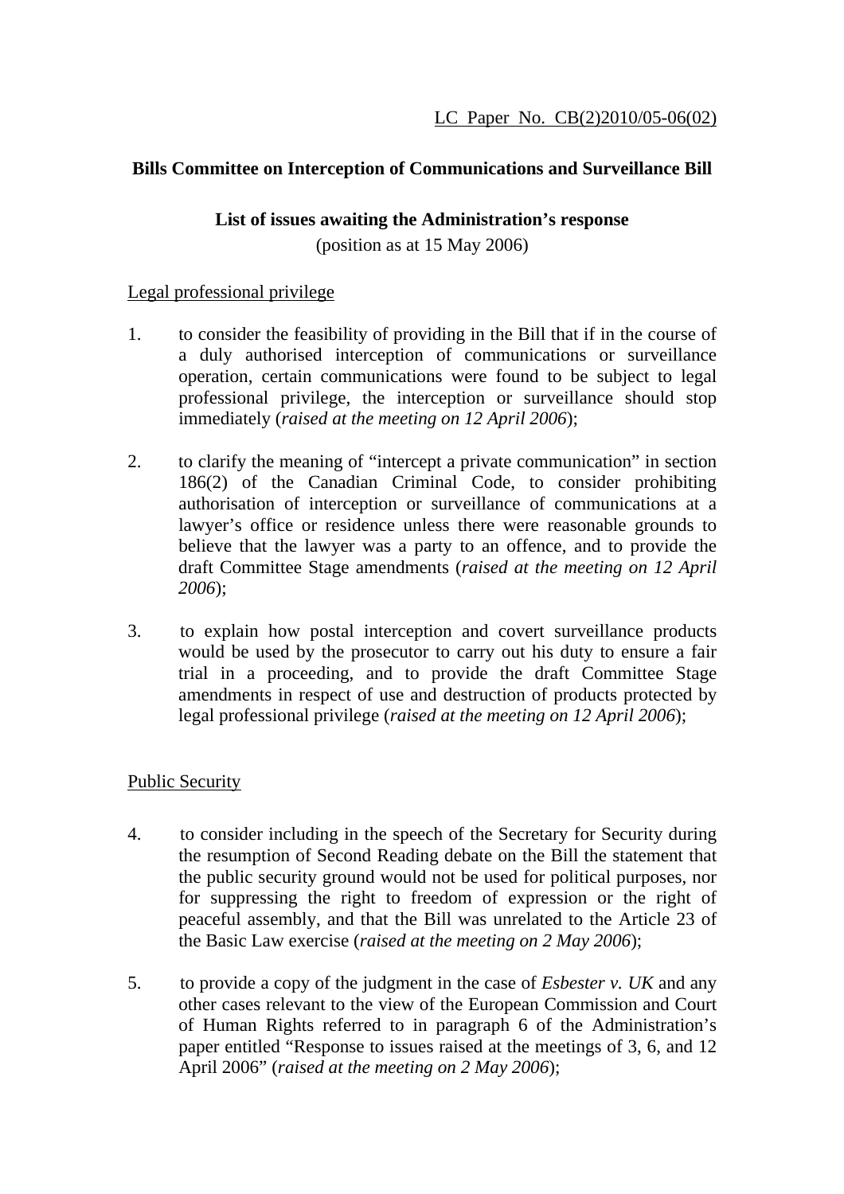LC Paper No. CB(2)2010/05-06(02)

**Bills Committee on Interception of Communications and Surveillance Bill**

**List of issues awaiting the Administration's response**

(position as at 15 May 2006)

Legal professional privilege

1. to consider the feasibility of providing in the Bill that if in the course of a duly authorised interception of communications or surveillance operation, certain communications were found to be subject to legal professional privilege, the interception or surveillance should stop immediately (*raised at the meeting on 12 April 2006*);

2. to clarify the meaning of "intercept a private communication" in section 186(2) of the Canadian Criminal Code, to consider prohibiting authorisation of interception or surveillance of communications at a lawyer's office or residence unless there were reasonable grounds to believe that the lawyer was a party to an offence, and to provide the draft Committee Stage amendments (*raised at the meeting on 12 April 2006*);

3. to explain how postal interception and covert surveillance products would be used by the prosecutor to carry out his duty to ensure a fair trial in a proceeding, and to provide the draft Committee Stage amendments in respect of use and destruction of products protected by legal professional privilege (*raised at the meeting on 12 April 2006*);

Public Security

4. to consider including in the speech of the Secretary for Security during the resumption of Second Reading debate on the Bill the statement that the public security ground would not be used for political purposes, nor for suppressing the right to freedom of expression or the right of peaceful assembly, and that the Bill was unrelated to the Article 23 of the Basic Law exercise (*raised at the meeting on 2 May 2006*);

5. to provide a copy of the judgment in the case of *Esbester v. UK* and any other cases relevant to the view of the European Commission and Court of Human Rights referred to in paragraph 6 of the Administration's paper entitled "Response to issues raised at the meetings of 3, 6, and 12 April 2006" (*raised at the meeting on 2 May 2006*);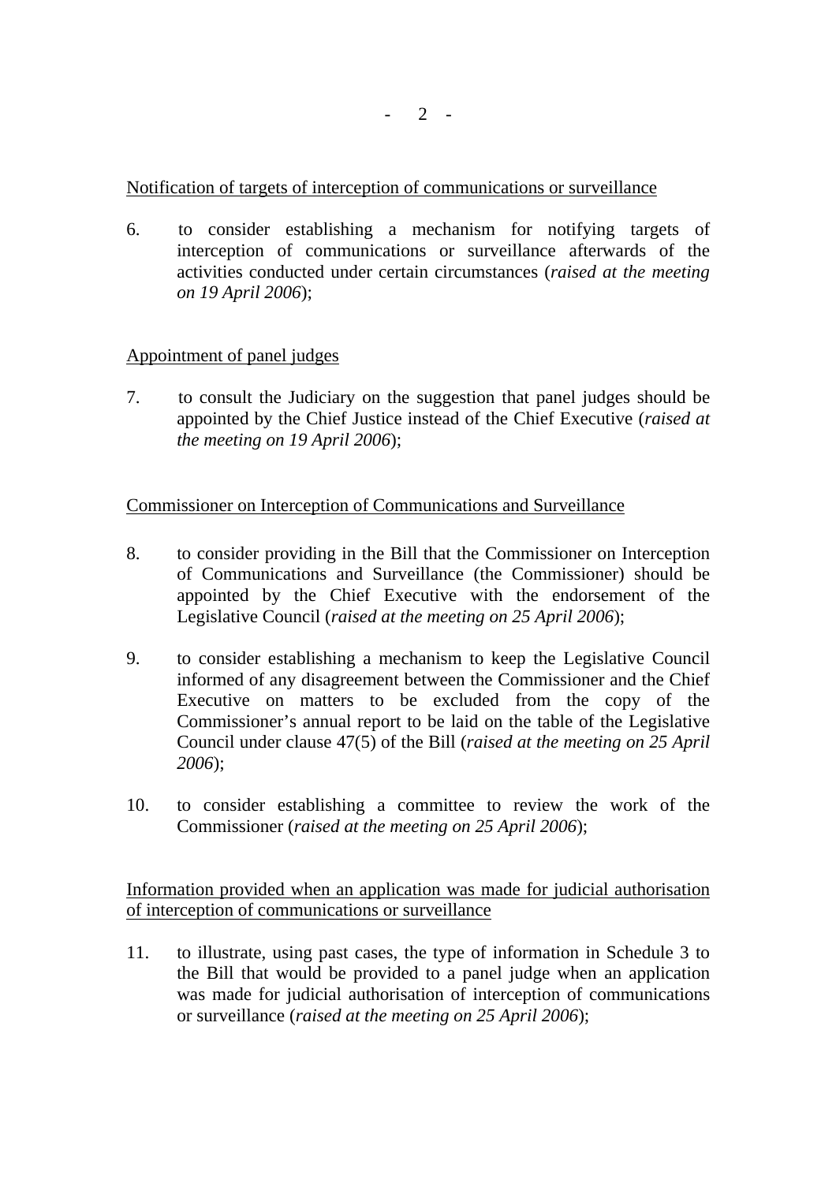<u>Notification of targets of interception of communications or surveillance</u>

6. to consider establishing a mechanism for notifying targets of interception of communications or surveillance afterwards of the activities conducted under certain circumstances (*raised at the meeting on 19 April 2006*);

<u>Appointment of panel judges</u>

7. to consult the Judiciary on the suggestion that panel judges should be appointed by the Chief Justice instead of the Chief Executive (*raised at the meeting on 19 April 2006*);

<u>Commissioner on Interception of Communications and Surveillance</u>

8. to consider providing in the Bill that the Commissioner on Interception of Communications and Surveillance (the Commissioner) should be appointed by the Chief Executive with the endorsement of the Legislative Council (*raised at the meeting on 25 April 2006*);

9. to consider establishing a mechanism to keep the Legislative Council informed of any disagreement between the Commissioner and the Chief Executive on matters to be excluded from the copy of the Commissioner's annual report to be laid on the table of the Legislative Council under clause 47(5) of the Bill (*raised at the meeting on 25 April 2006*);

10. to consider establishing a committee to review the work of the Commissioner (*raised at the meeting on 25 April 2006*);

<u>Information provided when an application was made for judicial authorisation of interception of communications or surveillance</u>

11. to illustrate, using past cases, the type of information in Schedule 3 to the Bill that would be provided to a panel judge when an application was made for judicial authorisation of interception of communications or surveillance (*raised at the meeting on 25 April 2006*);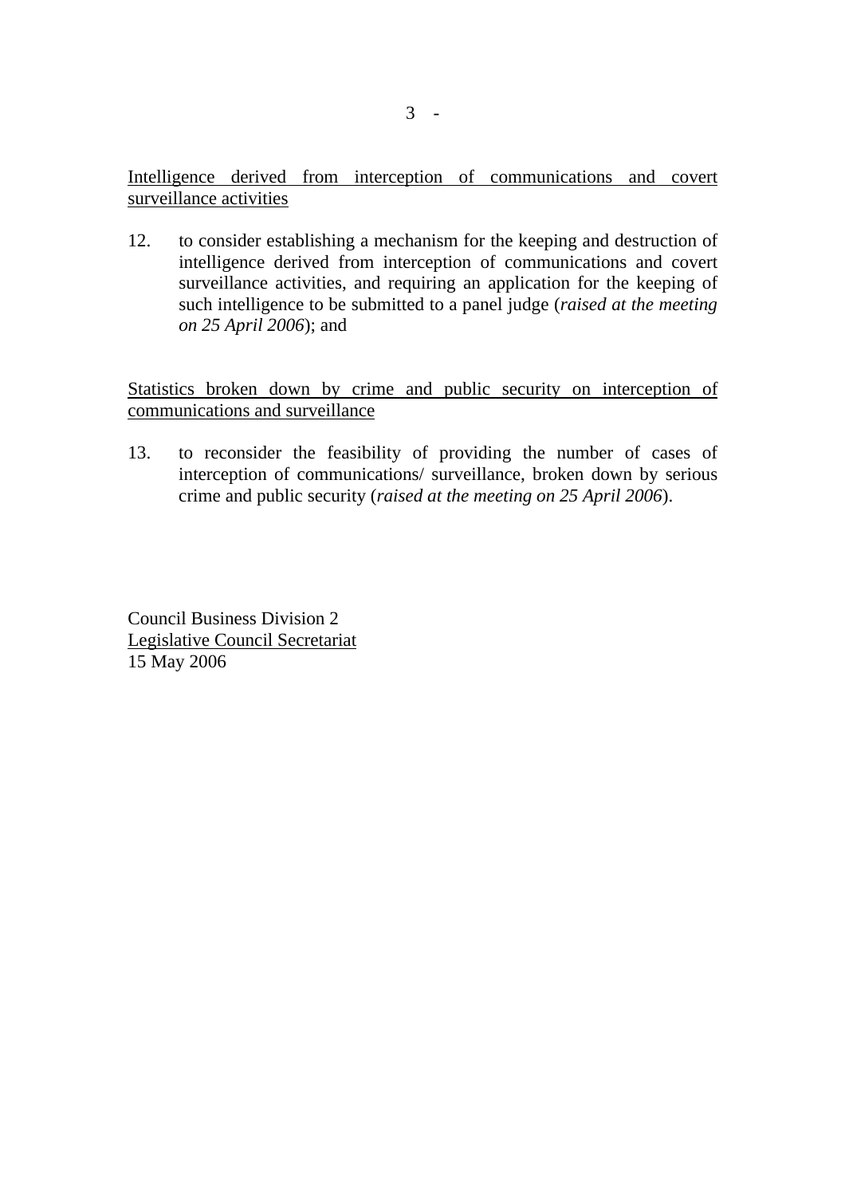<u>Intelligence derived from interception of communications and covert surveillance activities</u>

12. to consider establishing a mechanism for the keeping and destruction of intelligence derived from interception of communications and covert surveillance activities, and requiring an application for the keeping of such intelligence to be submitted to a panel judge (*raised at the meeting on 25 April 2006*); and

<u>Statistics broken down by crime and public security on interception of communications and surveillance</u>

13. to reconsider the feasibility of providing the number of cases of interception of communications/ surveillance, broken down by serious crime and public security (*raised at the meeting on 25 April 2006*).

Council Business Division 2
<u>Legislative Council Secretariat</u>
15 May 2006